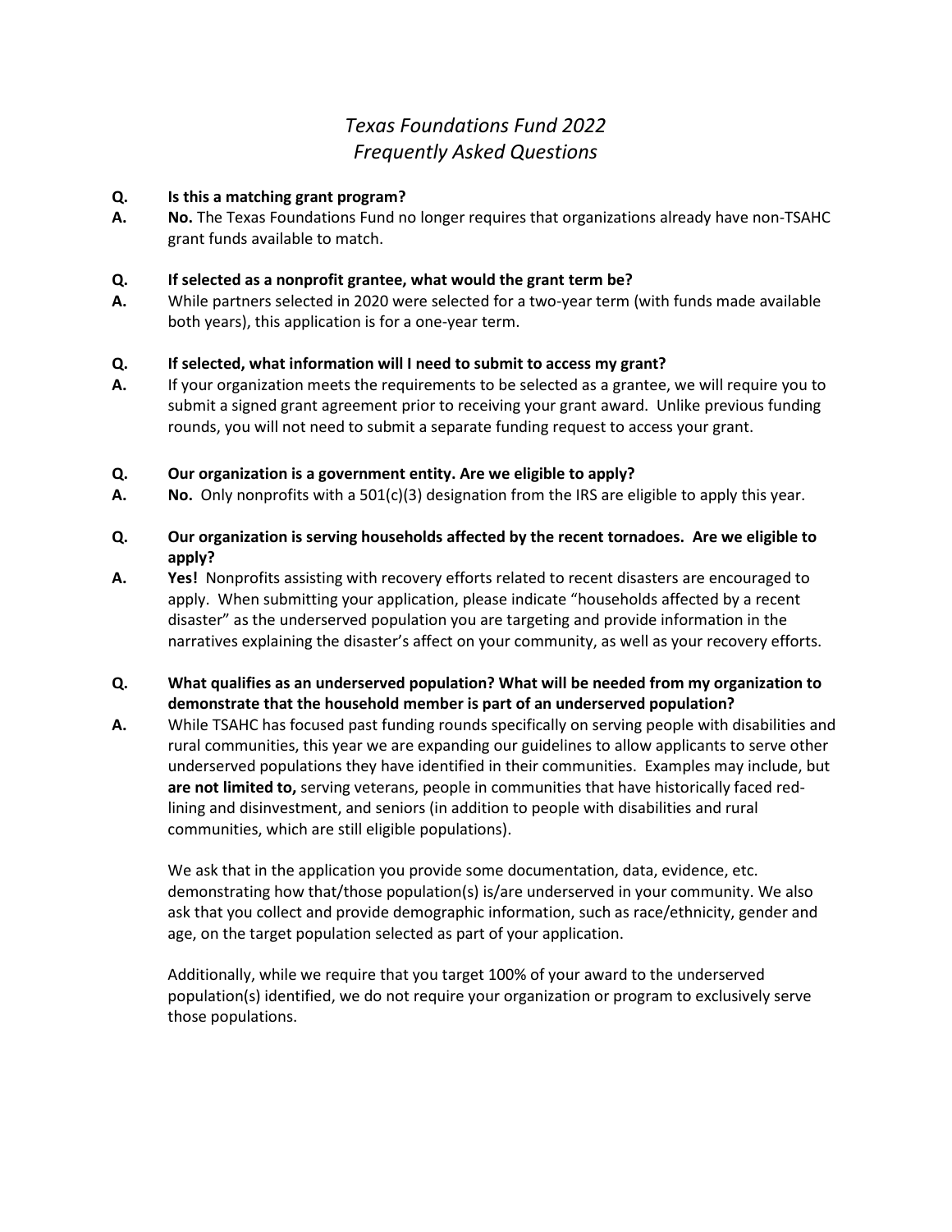# *Texas Foundations Fund 2022*
# *Frequently Asked Questions*

**Q. Is this a matching grant program?**

**A. No.** The Texas Foundations Fund no longer requires that organizations already have non-TSAHC grant funds available to match.

**Q. If selected as a nonprofit grantee, what would the grant term be?**

**A.** While partners selected in 2020 were selected for a two-year term (with funds made available both years), this application is for a one-year term.

**Q. If selected, what information will I need to submit to access my grant?**

**A.** If your organization meets the requirements to be selected as a grantee, we will require you to submit a signed grant agreement prior to receiving your grant award. Unlike previous funding rounds, you will not need to submit a separate funding request to access your grant.

**Q. Our organization is a government entity. Are we eligible to apply?**

**A. No.** Only nonprofits with a 501(c)(3) designation from the IRS are eligible to apply this year.

**Q. Our organization is serving households affected by the recent tornadoes. Are we eligible to apply?**

**A. Yes!** Nonprofits assisting with recovery efforts related to recent disasters are encouraged to apply. When submitting your application, please indicate "households affected by a recent disaster" as the underserved population you are targeting and provide information in the narratives explaining the disaster's affect on your community, as well as your recovery efforts.

**Q. What qualifies as an underserved population? What will be needed from my organization to demonstrate that the household member is part of an underserved population?**

**A.** While TSAHC has focused past funding rounds specifically on serving people with disabilities and rural communities, this year we are expanding our guidelines to allow applicants to serve other underserved populations they have identified in their communities. Examples may include, but **are not limited to,** serving veterans, people in communities that have historically faced red-lining and disinvestment, and seniors (in addition to people with disabilities and rural communities, which are still eligible populations).

We ask that in the application you provide some documentation, data, evidence, etc. demonstrating how that/those population(s) is/are underserved in your community. We also ask that you collect and provide demographic information, such as race/ethnicity, gender and age, on the target population selected as part of your application.

Additionally, while we require that you target 100% of your award to the underserved population(s) identified, we do not require your organization or program to exclusively serve those populations.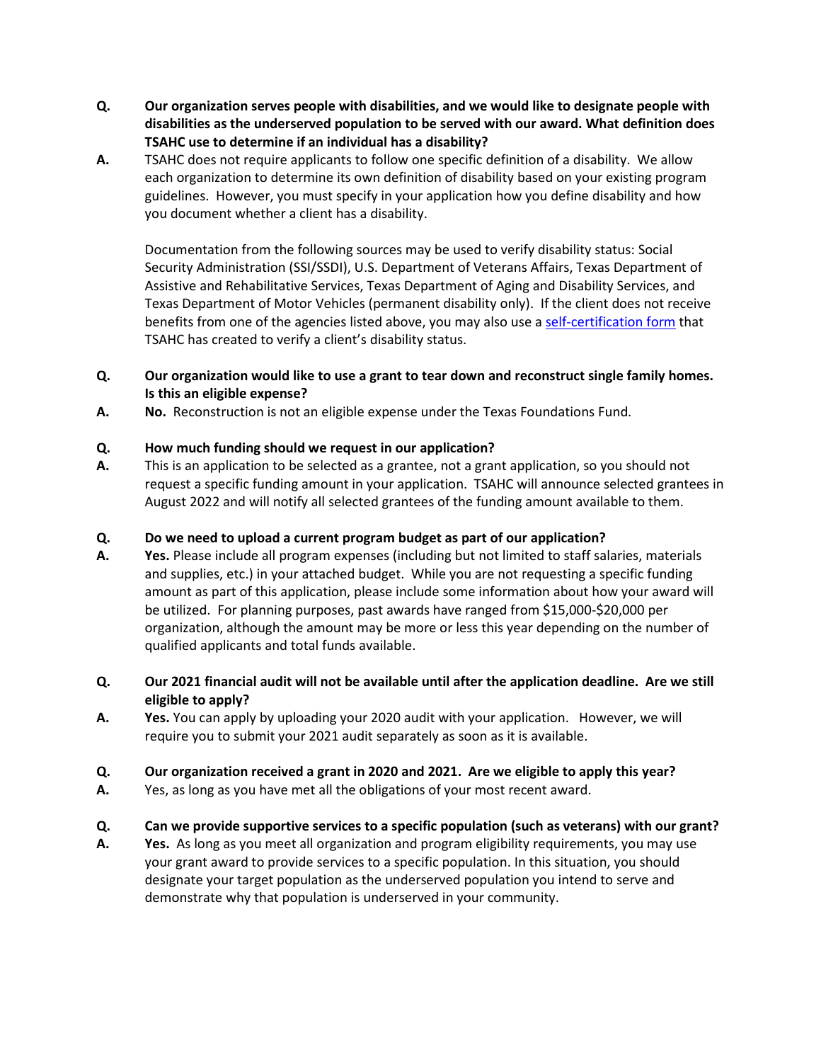**Q. Our organization serves people with disabilities, and we would like to designate people with disabilities as the underserved population to be served with our award. What definition does TSAHC use to determine if an individual has a disability?**

**A.** TSAHC does not require applicants to follow one specific definition of a disability. We allow each organization to determine its own definition of disability based on your existing program guidelines. However, you must specify in your application how you define disability and how you document whether a client has a disability.

Documentation from the following sources may be used to verify disability status: Social Security Administration (SSI/SSDI), U.S. Department of Veterans Affairs, Texas Department of Assistive and Rehabilitative Services, Texas Department of Aging and Disability Services, and Texas Department of Motor Vehicles (permanent disability only). If the client does not receive benefits from one of the agencies listed above, you may also use a self-certification form that TSAHC has created to verify a client's disability status.

**Q. Our organization would like to use a grant to tear down and reconstruct single family homes. Is this an eligible expense?**

**A. No.** Reconstruction is not an eligible expense under the Texas Foundations Fund.

**Q. How much funding should we request in our application?**

**A.** This is an application to be selected as a grantee, not a grant application, so you should not request a specific funding amount in your application. TSAHC will announce selected grantees in August 2022 and will notify all selected grantees of the funding amount available to them.

**Q. Do we need to upload a current program budget as part of our application?**

**A. Yes.** Please include all program expenses (including but not limited to staff salaries, materials and supplies, etc.) in your attached budget. While you are not requesting a specific funding amount as part of this application, please include some information about how your award will be utilized. For planning purposes, past awards have ranged from $15,000-$20,000 per organization, although the amount may be more or less this year depending on the number of qualified applicants and total funds available.

**Q. Our 2021 financial audit will not be available until after the application deadline. Are we still eligible to apply?**

**A. Yes.** You can apply by uploading your 2020 audit with your application. However, we will require you to submit your 2021 audit separately as soon as it is available.

**Q. Our organization received a grant in 2020 and 2021. Are we eligible to apply this year?**

**A.** Yes, as long as you have met all the obligations of your most recent award.

**Q. Can we provide supportive services to a specific population (such as veterans) with our grant?**

**A. Yes.** As long as you meet all organization and program eligibility requirements, you may use your grant award to provide services to a specific population. In this situation, you should designate your target population as the underserved population you intend to serve and demonstrate why that population is underserved in your community.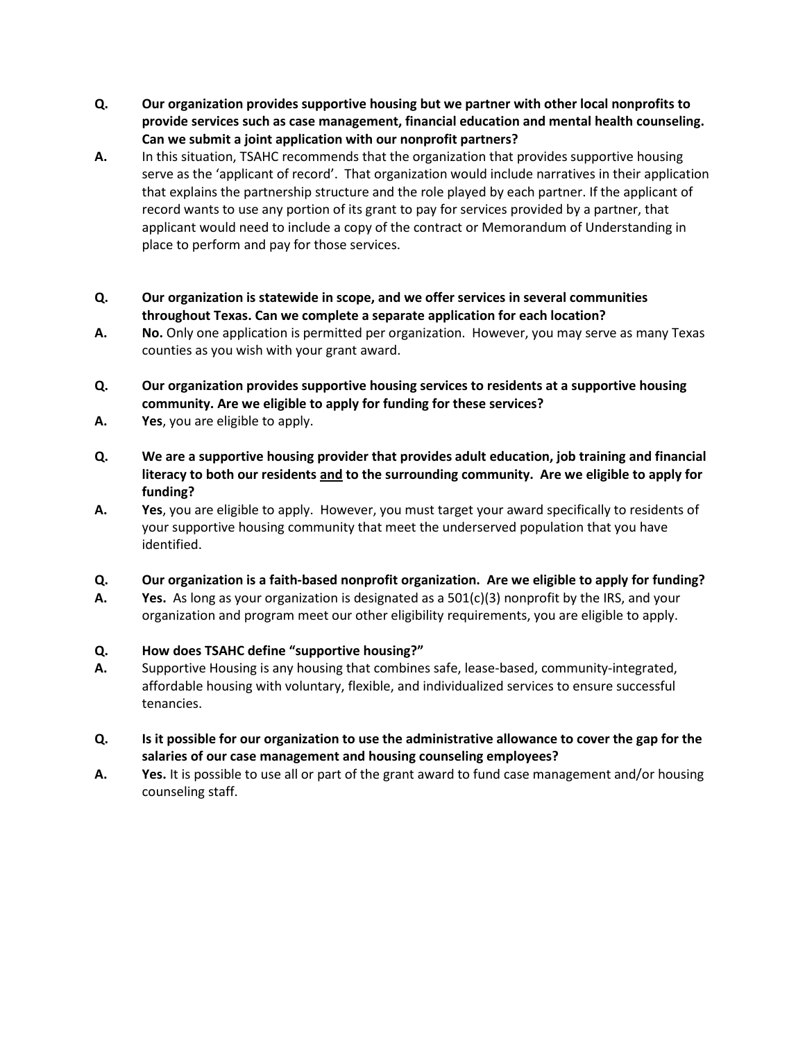**Q. Our organization provides supportive housing but we partner with other local nonprofits to provide services such as case management, financial education and mental health counseling. Can we submit a joint application with our nonprofit partners?**

**A.** In this situation, TSAHC recommends that the organization that provides supportive housing serve as the 'applicant of record'. That organization would include narratives in their application that explains the partnership structure and the role played by each partner. If the applicant of record wants to use any portion of its grant to pay for services provided by a partner, that applicant would need to include a copy of the contract or Memorandum of Understanding in place to perform and pay for those services.

**Q. Our organization is statewide in scope, and we offer services in several communities throughout Texas. Can we complete a separate application for each location?**

**A.** **No.** Only one application is permitted per organization. However, you may serve as many Texas counties as you wish with your grant award.

**Q. Our organization provides supportive housing services to residents at a supportive housing community. Are we eligible to apply for funding for these services?**

**A.** **Yes**, you are eligible to apply.

**Q. We are a supportive housing provider that provides adult education, job training and financial literacy to both our residents <u>and</u> to the surrounding community. Are we eligible to apply for funding?**

**A.** **Yes**, you are eligible to apply. However, you must target your award specifically to residents of your supportive housing community that meet the underserved population that you have identified.

**Q. Our organization is a faith-based nonprofit organization. Are we eligible to apply for funding?**

**A.** **Yes.** As long as your organization is designated as a 501(c)(3) nonprofit by the IRS, and your organization and program meet our other eligibility requirements, you are eligible to apply.

**Q. How does TSAHC define "supportive housing?"**

**A.** Supportive Housing is any housing that combines safe, lease-based, community-integrated, affordable housing with voluntary, flexible, and individualized services to ensure successful tenancies.

**Q. Is it possible for our organization to use the administrative allowance to cover the gap for the salaries of our case management and housing counseling employees?**

**A.** **Yes.** It is possible to use all or part of the grant award to fund case management and/or housing counseling staff.